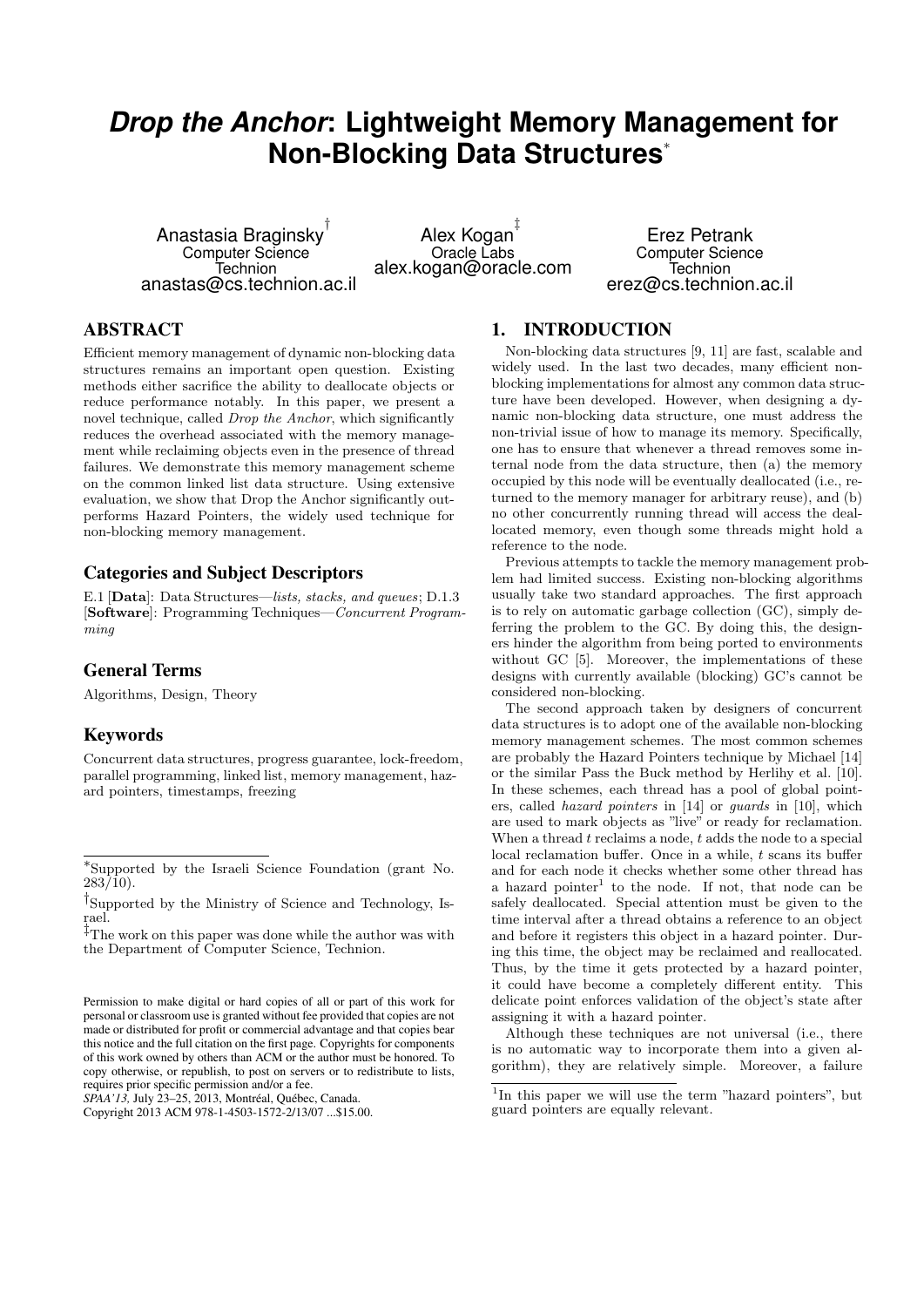# *Drop the Anchor*: Lightweight Memory Management for Non-Blocking Data Structures*

Anastasia Braginsky[†]
Computer Science
Technion
anastas@cs.technion.ac.il

Alex Kogan[‡]
Oracle Labs
alex.kogan@oracle.com

Erez Petrank
Computer Science
Technion
erez@cs.technion.ac.il

## ABSTRACT

Efficient memory management of dynamic non-blocking data structures remains an important open question. Existing methods either sacrifice the ability to deallocate objects or reduce performance notably. In this paper, we present a novel technique, called *Drop the Anchor*, which significantly reduces the overhead associated with the memory management while reclaiming objects even in the presence of thread failures. We demonstrate this memory management scheme on the common linked list data structure. Using extensive evaluation, we show that Drop the Anchor significantly outperforms Hazard Pointers, the widely used technique for non-blocking memory management.

### Categories and Subject Descriptors

E.1 [**Data**]: Data Structures—*lists, stacks, and queues*; D.1.3 [**Software**]: Programming Techniques—*Concurrent Programming*

### General Terms

Algorithms, Design, Theory

### Keywords

Concurrent data structures, progress guarantee, lock-freedom, parallel programming, linked list, memory management, hazard pointers, timestamps, freezing

*Supported by the Israeli Science Foundation (grant No. 283/10).

[†]Supported by the Ministry of Science and Technology, Israel.

[‡]The work on this paper was done while the author was with the Department of Computer Science, Technion.

Permission to make digital or hard copies of all or part of this work for personal or classroom use is granted without fee provided that copies are not made or distributed for profit or commercial advantage and that copies bear this notice and the full citation on the first page. Copyrights for components of this work owned by others than ACM or the author must be honored. To copy otherwise, or republish, to post on servers or to redistribute to lists, requires prior specific permission and/or a fee.
*SPAA'13,* July 23–25, 2013, Montréal, Québec, Canada.
Copyright 2013 ACM 978-1-4503-1572-2/13/07 ...$15.00.

## 1. INTRODUCTION

Non-blocking data structures [9, 11] are fast, scalable and widely used. In the last two decades, many efficient non-blocking implementations for almost any common data structure have been developed. However, when designing a dynamic non-blocking data structure, one must address the non-trivial issue of how to manage its memory. Specifically, one has to ensure that whenever a thread removes some internal node from the data structure, then (a) the memory occupied by this node will be eventually deallocated (i.e., returned to the memory manager for arbitrary reuse), and (b) no other concurrently running thread will access the deallocated memory, even though some threads might hold a reference to the node.

Previous attempts to tackle the memory management problem had limited success. Existing non-blocking algorithms usually take two standard approaches. The first approach is to rely on automatic garbage collection (GC), simply deferring the problem to the GC. By doing this, the designers hinder the algorithm from being ported to environments without GC [5]. Moreover, the implementations of these designs with currently available (blocking) GC's cannot be considered non-blocking.

The second approach taken by designers of concurrent data structures is to adopt one of the available non-blocking memory management schemes. The most common schemes are probably the Hazard Pointers technique by Michael [14] or the similar Pass the Buck method by Herlihy et al. [10]. In these schemes, each thread has a pool of global pointers, called *hazard pointers* in [14] or *guards* in [10], which are used to mark objects as "live" or ready for reclamation. When a thread $t$ reclaims a node, $t$ adds the node to a special local reclamation buffer. Once in a while, $t$ scans its buffer and for each node it checks whether some other thread has a hazard pointer[1] to the node. If not, that node can be safely deallocated. Special attention must be given to the time interval after a thread obtains a reference to an object and before it registers this object in a hazard pointer. During this time, the object may be reclaimed and reallocated. Thus, by the time it gets protected by a hazard pointer, it could have become a completely different entity. This delicate point enforces validation of the object's state after assigning it with a hazard pointer.

Although these techniques are not universal (i.e., there is no automatic way to incorporate them into a given algorithm), they are relatively simple. Moreover, a failure

[1]In this paper we will use the term "hazard pointers", but guard pointers are equally relevant.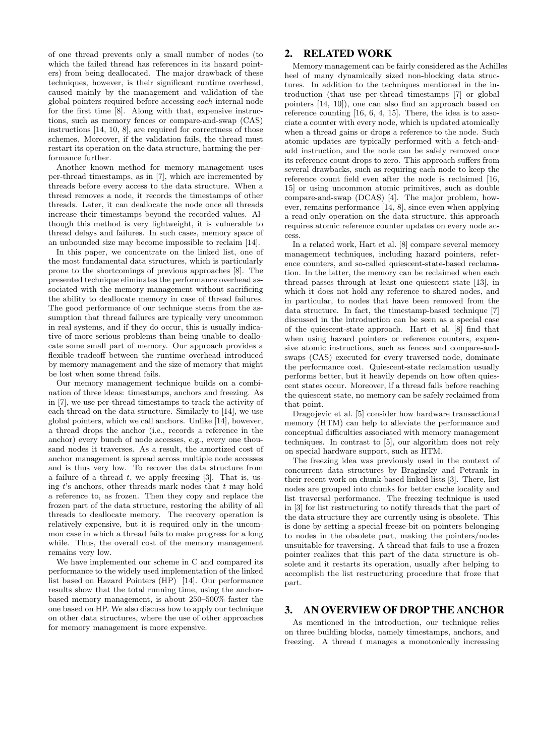of one thread prevents only a small number of nodes (to which the failed thread has references in its hazard pointers) from being deallocated. The major drawback of these techniques, however, is their significant runtime overhead, caused mainly by the management and validation of the global pointers required before accessing *each* internal node for the first time [8]. Along with that, expensive instructions, such as memory fences or compare-and-swap (CAS) instructions [14, 10, 8], are required for correctness of those schemes. Moreover, if the validation fails, the thread must restart its operation on the data structure, harming the performance further.

Another known method for memory management uses per-thread timestamps, as in [7], which are incremented by threads before every access to the data structure. When a thread removes a node, it records the timestamps of other threads. Later, it can deallocate the node once all threads increase their timestamps beyond the recorded values. Although this method is very lightweight, it is vulnerable to thread delays and failures. In such cases, memory space of an unbounded size may become impossible to reclaim [14].

In this paper, we concentrate on the linked list, one of the most fundamental data structures, which is particularly prone to the shortcomings of previous approaches [8]. The presented technique eliminates the performance overhead associated with the memory management without sacrificing the ability to deallocate memory in case of thread failures. The good performance of our technique stems from the assumption that thread failures are typically very uncommon in real systems, and if they do occur, this is usually indicative of more serious problems than being unable to deallocate some small part of memory. Our approach provides a flexible tradeoff between the runtime overhead introduced by memory management and the size of memory that might be lost when some thread fails.

Our memory management technique builds on a combination of three ideas: timestamps, anchors and freezing. As in [7], we use per-thread timestamps to track the activity of each thread on the data structure. Similarly to [14], we use global pointers, which we call anchors. Unlike [14], however, a thread drops the anchor (i.e., records a reference in the anchor) every bunch of node accesses, e.g., every one thousand nodes it traverses. As a result, the amortized cost of anchor management is spread across multiple node accesses and is thus very low. To recover the data structure from a failure of a thread $t$, we apply freezing [3]. That is, using $t$'s anchors, other threads mark nodes that $t$ may hold a reference to, as frozen. Then they copy and replace the frozen part of the data structure, restoring the ability of all threads to deallocate memory. The recovery operation is relatively expensive, but it is required only in the uncommon case in which a thread fails to make progress for a long while. Thus, the overall cost of the memory management remains very low.

We have implemented our scheme in C and compared its performance to the widely used implementation of the linked list based on Hazard Pointers (HP) [14]. Our performance results show that the total running time, using the anchor-based memory management, is about 250–500% faster the one based on HP. We also discuss how to apply our technique on other data structures, where the use of other approaches for memory management is more expensive.

## 2. RELATED WORK

Memory management can be fairly considered as the Achilles heel of many dynamically sized non-blocking data structures. In addition to the techniques mentioned in the introduction (that use per-thread timestamps [7] or global pointers [14, 10]), one can also find an approach based on reference counting [16, 6, 4, 15]. There, the idea is to associate a counter with every node, which is updated atomically when a thread gains or drops a reference to the node. Such atomic updates are typically performed with a fetch-and-add instruction, and the node can be safely removed once its reference count drops to zero. This approach suffers from several drawbacks, such as requiring each node to keep the reference count field even after the node is reclaimed [16, 15] or using uncommon atomic primitives, such as double compare-and-swap (DCAS) [4]. The major problem, however, remains performance [14, 8], since even when applying a read-only operation on the data structure, this approach requires atomic reference counter updates on every node access.

In a related work, Hart et al. [8] compare several memory management techniques, including hazard pointers, reference counters, and so-called quiescent-state-based reclamation. In the latter, the memory can be reclaimed when each thread passes through at least one quiescent state [13], in which it does not hold any reference to shared nodes, and in particular, to nodes that have been removed from the data structure. In fact, the timestamp-based technique [7] discussed in the introduction can be seen as a special case of the quiescent-state approach. Hart et al. [8] find that when using hazard pointers or reference counters, expensive atomic instructions, such as fences and compare-and-swaps (CAS) executed for every traversed node, dominate the performance cost. Quiescent-state reclamation usually performs better, but it heavily depends on how often quiescent states occur. Moreover, if a thread fails before reaching the quiescent state, no memory can be safely reclaimed from that point.

Dragojevic et al. [5] consider how hardware transactional memory (HTM) can help to alleviate the performance and conceptual difficulties associated with memory management techniques. In contrast to [5], our algorithm does not rely on special hardware support, such as HTM.

The freezing idea was previously used in the context of concurrent data structures by Braginsky and Petrank in their recent work on chunk-based linked lists [3]. There, list nodes are grouped into chunks for better cache locality and list traversal performance. The freezing technique is used in [3] for list restructuring to notify threads that the part of the data structure they are currently using is obsolete. This is done by setting a special freeze-bit on pointers belonging to nodes in the obsolete part, making the pointers/nodes unsuitable for traversing. A thread that fails to use a frozen pointer realizes that this part of the data structure is obsolete and it restarts its operation, usually after helping to accomplish the list restructuring procedure that froze that part.

## 3. AN OVERVIEW OF DROP THE ANCHOR

As mentioned in the introduction, our technique relies on three building blocks, namely timestamps, anchors, and freezing. A thread $t$ manages a monotonically increasing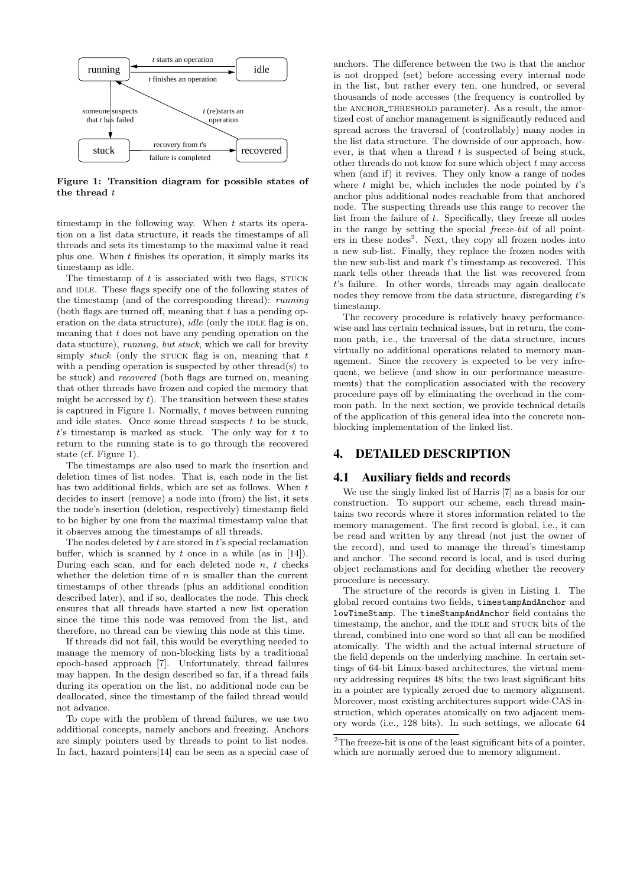**Figure 1: Transition diagram for possible states of the thread $t$**

timestamp in the following way. When $t$ starts its operation on a list data structure, it reads the timestamps of all threads and sets its timestamp to the maximal value it read plus one. When $t$ finishes its operation, it simply marks its timestamp as idle.

The timestamp of $t$ is associated with two flags, STUCK and IDLE. These flags specify one of the following states of the timestamp (and of the corresponding thread): *running* (both flags are turned off, meaning that $t$ has a pending operation on the data structure), *idle* (only the IDLE flag is on, meaning that $t$ does not have any pending operation on the data stucture), *running, but stuck*, which we call for brevity simply *stuck* (only the STUCK flag is on, meaning that $t$ with a pending operation is suspected by other thread(s) to be stuck) and *recovered* (both flags are turned on, meaning that other threads have frozen and copied the memory that might be accessed by $t$). The transition between these states is captured in Figure 1. Normally, $t$ moves between running and idle states. Once some thread suspects $t$ to be stuck, $t$'s timestamp is marked as stuck. The only way for $t$ to return to the running state is to go through the recovered state (cf. Figure 1).

The timestamps are also used to mark the insertion and deletion times of list nodes. That is, each node in the list has two additional fields, which are set as follows. When $t$ decides to insert (remove) a node into (from) the list, it sets the node's insertion (deletion, respectively) timestamp field to be higher by one from the maximal timestamp value that it observes among the timestamps of all threads.

The nodes deleted by $t$ are stored in $t$'s special reclamation buffer, which is scanned by $t$ once in a while (as in [14]). During each scan, and for each deleted node $n$, $t$ checks whether the deletion time of $n$ is smaller than the current timestamps of other threads (plus an additional condition described later), and if so, deallocates the node. This check ensures that all threads have started a new list operation since the time this node was removed from the list, and therefore, no thread can be viewing this node at this time.

If threads did not fail, this would be everything needed to manage the memory of non-blocking lists by a traditional epoch-based approach [7]. Unfortunately, thread failures may happen. In the design described so far, if a thread fails during its operation on the list, no additional node can be deallocated, since the timestamp of the failed thread would not advance.

To cope with the problem of thread failures, we use two additional concepts, namely anchors and freezing. Anchors are simply pointers used by threads to point to list nodes. In fact, hazard pointers[14] can be seen as a special case of anchors. The difference between the two is that the anchor is not dropped (set) before accessing every internal node in the list, but rather every ten, one hundred, or several thousands of node accesses (the frequency is controlled by the ANCHOR_THRESHOLD parameter). As a result, the amortized cost of anchor management is significantly reduced and spread across the traversal of (controllably) many nodes in the list data structure. The downside of our approach, however, is that when a thread $t$ is suspected of being stuck, other threads do not know for sure which object $t$ may access when (and if) it revives. They only know a range of nodes where $t$ might be, which includes the node pointed by $t$'s anchor plus additional nodes reachable from that anchored node. The suspecting threads use this range to recover the list from the failure of $t$. Specifically, they freeze all nodes in the range by setting the special *freeze-bit* of all pointers in these nodes[2]. Next, they copy all frozen nodes into a new sub-list. Finally, they replace the frozen nodes with the new sub-list and mark $t$'s timestamp as recovered. This mark tells other threads that the list was recovered from $t$'s failure. In other words, threads may again deallocate nodes they remove from the data structure, disregarding $t$'s timestamp.

The recovery procedure is relatively heavy performance-wise and has certain technical issues, but in return, the common path, i.e., the traversal of the data structure, incurs virtually no additional operations related to memory management. Since the recovery is expected to be very infrequent, we believe (and show in our performance measurements) that the complication associated with the recovery procedure pays off by eliminating the overhead in the common path. In the next section, we provide technical details of the application of this general idea into the concrete non-blocking implementation of the linked list.

## 4. DETAILED DESCRIPTION

### 4.1 Auxiliary fields and records

We use the singly linked list of Harris [7] as a basis for our construction. To support our scheme, each thread maintains two records where it stores information related to the memory management. The first record is global, i.e., it can be read and written by any thread (not just the owner of the record), and used to manage the thread's timestamp and anchor. The second record is local, and is used during object reclamations and for deciding whether the recovery procedure is necessary.

The structure of the records is given in Listing 1. The global record contains two fields, `timestampAndAnchor` and `lowTimeStamp`. The `timeStampAndAnchor` field contains the timestamp, the anchor, and the IDLE and STUCK bits of the thread, combined into one word so that all can be modified atomically. The width and the actual internal structure of the field depends on the underlying machine. In certain settings of 64-bit Linux-based architectures, the virtual memory addressing requires 48 bits; the two least significant bits in a pointer are typically zeroed due to memory alignment. Moreover, most existing architectures support wide-CAS instruction, which operates atomically on two adjacent memory words (i.e., 128 bits). In such settings, we allocate 64

[2] The freeze-bit is one of the least significant bits of a pointer, which are normally zeroed due to memory alignment.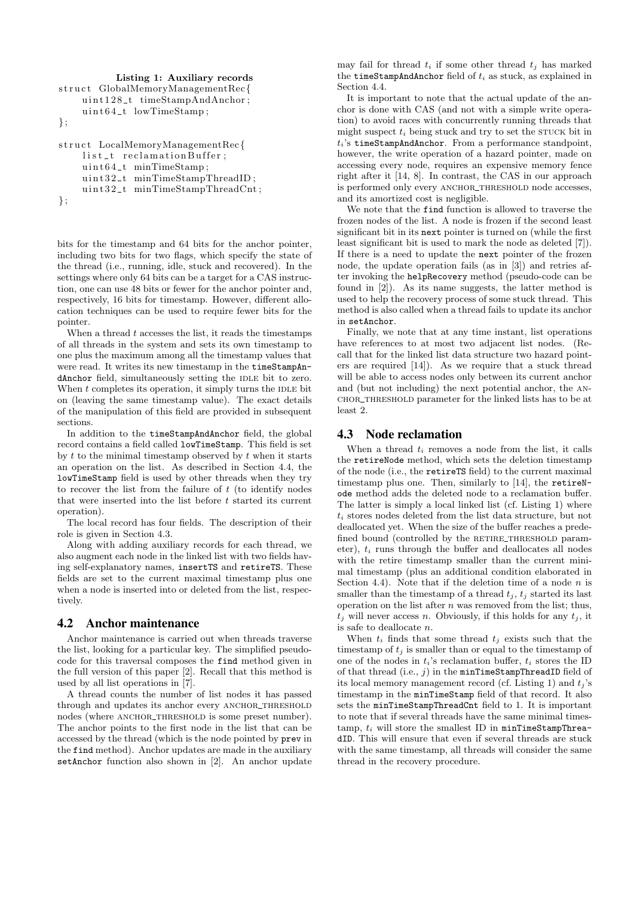**Listing 1: Auxiliary records**

```
struct GlobalMemoryManagementRec{
    uint128_t timeStampAndAnchor;
    uint64_t lowTimeStamp;
};

struct LocalMemoryManagementRec{
    list_t reclamationBuffer;
    uint64_t minTimeStamp;
    uint32_t minTimeStampThreadID;
    uint32_t minTimeStampThreadCnt;
};
```

bits for the timestamp and 64 bits for the anchor pointer, including two bits for two flags, which specify the state of the thread (i.e., running, idle, stuck and recovered). In the settings where only 64 bits can be a target for a CAS instruction, one can use 48 bits or fewer for the anchor pointer and, respectively, 16 bits for timestamp. However, different allocation techniques can be used to require fewer bits for the pointer.

When a thread $t$ accesses the list, it reads the timestamps of all threads in the system and sets its own timestamp to one plus the maximum among all the timestamp values that were read. It writes its new timestamp in the `timeStampAndAnchor` field, simultaneously setting the IDLE bit to zero. When $t$ completes its operation, it simply turns the IDLE bit on (leaving the same timestamp value). The exact details of the manipulation of this field are provided in subsequent sections.

In addition to the `timeStampAndAnchor` field, the global record contains a field called `lowTimeStamp`. This field is set by $t$ to the minimal timestamp observed by $t$ when it starts an operation on the list. As described in Section 4.4, the `lowTimeStamp` field is used by other threads when they try to recover the list from the failure of $t$ (to identify nodes that were inserted into the list before $t$ started its current operation).

The local record has four fields. The description of their role is given in Section 4.3.

Along with adding auxiliary records for each thread, we also augment each node in the linked list with two fields having self-explanatory names, `insertTS` and `retireTS`. These fields are set to the current maximal timestamp plus one when a node is inserted into or deleted from the list, respectively.

## 4.2 Anchor maintenance

Anchor maintenance is carried out when threads traverse the list, looking for a particular key. The simplified pseudo-code for this traversal composes the `find` method given in the full version of this paper [2]. Recall that this method is used by all list operations in [7].

A thread counts the number of list nodes it has passed through and updates its anchor every ANCHOR_THRESHOLD nodes (where ANCHOR_THRESHOLD is some preset number). The anchor points to the first node in the list that can be accessed by the thread (which is the node pointed by `prev` in the `find` method). Anchor updates are made in the auxiliary `setAnchor` function also shown in [2]. An anchor update may fail for thread $t_i$ if some other thread $t_j$ has marked the `timeStampAndAnchor` field of $t_i$ as stuck, as explained in Section 4.4.

It is important to note that the actual update of the anchor is done with CAS (and not with a simple write operation) to avoid races with concurrently running threads that might suspect $t_i$ being stuck and try to set the STUCK bit in $t_i$'s `timeStampAndAnchor`. From a performance standpoint, however, the write operation of a hazard pointer, made on accessing every node, requires an expensive memory fence right after it [14, 8]. In contrast, the CAS in our approach is performed only every ANCHOR_THRESHOLD node accesses, and its amortized cost is negligible.

We note that the `find` function is allowed to traverse the frozen nodes of the list. A node is frozen if the second least significant bit in its `next` pointer is turned on (while the first least significant bit is used to mark the node as deleted [7]). If there is a need to update the `next` pointer of the frozen node, the update operation fails (as in [3]) and retries after invoking the `helpRecovery` method (pseudo-code can be found in [2]). As its name suggests, the latter method is used to help the recovery process of some stuck thread. This method is also called when a thread fails to update its anchor in `setAnchor`.

Finally, we note that at any time instant, list operations have references to at most two adjacent list nodes. (Recall that for the linked list data structure two hazard pointers are required [14]). As we require that a stuck thread will be able to access nodes only between its current anchor and (but not including) the next potential anchor, the ANCHOR_THRESHOLD parameter for the linked lists has to be at least 2.

## 4.3 Node reclamation

When a thread $t_i$ removes a node from the list, it calls the `retireNode` method, which sets the deletion timestamp of the node (i.e., the `retireTS` field) to the current maximal timestamp plus one. Then, similarly to [14], the `retireNode` method adds the deleted node to a reclamation buffer. The latter is simply a local linked list (cf. Listing 1) where $t_i$ stores nodes deleted from the list data structure, but not deallocated yet. When the size of the buffer reaches a predefined bound (controlled by the RETIRE_THRESHOLD parameter), $t_i$ runs through the buffer and deallocates all nodes with the retire timestamp smaller than the current minimal timestamp (plus an additional condition elaborated in Section 4.4). Note that if the deletion time of a node $n$ is smaller than the timestamp of a thread $t_j$, $t_j$ started its last operation on the list after $n$ was removed from the list; thus, $t_j$ will never access $n$. Obviously, if this holds for any $t_j$, it is safe to deallocate $n$.

When $t_i$ finds that some thread $t_j$ exists such that the timestamp of $t_j$ is smaller than or equal to the timestamp of one of the nodes in $t_i$'s reclamation buffer, $t_i$ stores the ID of that thread (i.e., $j$) in the `minTimeStampThreadID` field of its local memory management record (cf. Listing 1) and $t_j$'s timestamp in the `minTimeStamp` field of that record. It also sets the `minTimeStampThreadCnt` field to 1. It is important to note that if several threads have the same minimal timestamp, $t_i$ will store the smallest ID in `minTimeStampThreadID`. This will ensure that even if several threads are stuck with the same timestamp, all threads will consider the same thread in the recovery procedure.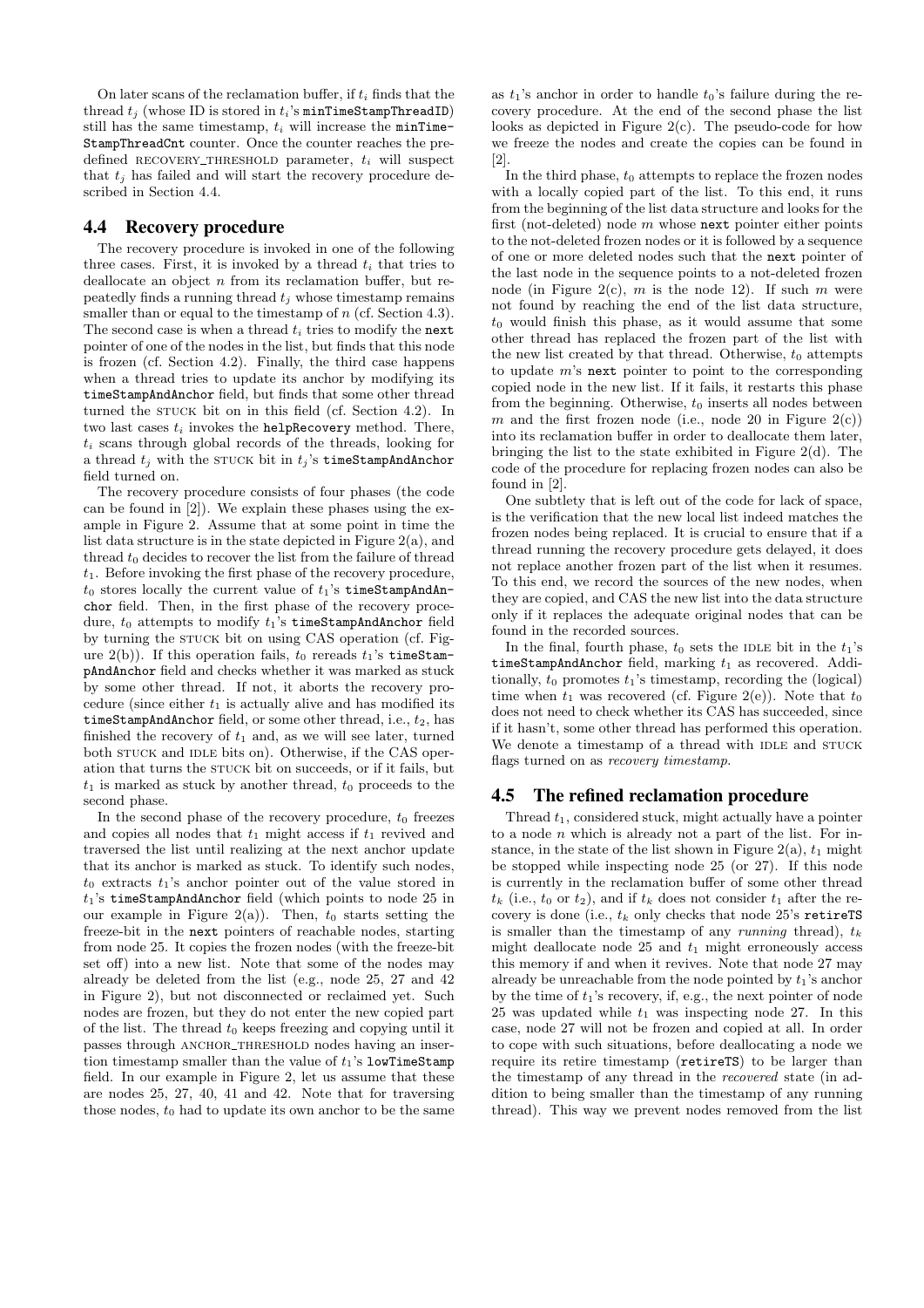On later scans of the reclamation buffer, if $t_i$ finds that the thread $t_j$ (whose ID is stored in $t_i$'s `minTimeStampThreadID`) still has the same timestamp, $t_i$ will increase the `minTimeStampThreadCnt` counter. Once the counter reaches the predefined RECOVERY_THRESHOLD parameter, $t_i$ will suspect that $t_j$ has failed and will start the recovery procedure described in Section 4.4.

## 4.4 Recovery procedure

The recovery procedure is invoked in one of the following three cases. First, it is invoked by a thread $t_i$ that tries to deallocate an object $n$ from its reclamation buffer, but repeatedly finds a running thread $t_j$ whose timestamp remains smaller than or equal to the timestamp of $n$ (cf. Section 4.3). The second case is when a thread $t_i$ tries to modify the `next` pointer of one of the nodes in the list, but finds that this node is frozen (cf. Section 4.2). Finally, the third case happens when a thread tries to update its anchor by modifying its `timeStampAndAnchor` field, but finds that some other thread turned the STUCK bit on in this field (cf. Section 4.2). In two last cases $t_i$ invokes the `helpRecovery` method. There, $t_i$ scans through global records of the threads, looking for a thread $t_j$ with the STUCK bit in $t_j$'s `timeStampAndAnchor` field turned on.

The recovery procedure consists of four phases (the code can be found in [2]). We explain these phases using the example in Figure 2. Assume that at some point in time the list data structure is in the state depicted in Figure 2(a), and thread $t_0$ decides to recover the list from the failure of thread $t_1$. Before invoking the first phase of the recovery procedure, $t_0$ stores locally the current value of $t_1$'s `timeStampAndAnchor` field. Then, in the first phase of the recovery procedure, $t_0$ attempts to modify $t_1$'s `timeStampAndAnchor` field by turning the STUCK bit on using CAS operation (cf. Figure 2(b)). If this operation fails, $t_0$ rereads $t_1$'s `timeStampAndAnchor` field and checks whether it was marked as stuck by some other thread. If not, it aborts the recovery procedure (since either $t_1$ is actually alive and has modified its `timeStampAndAnchor` field, or some other thread, i.e., $t_2$, has finished the recovery of $t_1$ and, as we will see later, turned both STUCK and IDLE bits on). Otherwise, if the CAS operation that turns the STUCK bit on succeeds, or if it fails, but $t_1$ is marked as stuck by another thread, $t_0$ proceeds to the second phase.

In the second phase of the recovery procedure, $t_0$ freezes and copies all nodes that $t_1$ might access if $t_1$ revived and traversed the list until realizing at the next anchor update that its anchor is marked as stuck. To identify such nodes, $t_0$ extracts $t_1$'s anchor pointer out of the value stored in $t_1$'s `timeStampAndAnchor` field (which points to node 25 in our example in Figure 2(a)). Then, $t_0$ starts setting the freeze-bit in the `next` pointers of reachable nodes, starting from node 25. It copies the frozen nodes (with the freeze-bit set off) into a new list. Note that some of the nodes may already be deleted from the list (e.g., node 25, 27 and 42 in Figure 2), but not disconnected or reclaimed yet. Such nodes are frozen, but they do not enter the new copied part of the list. The thread $t_0$ keeps freezing and copying until it passes through ANCHOR_THRESHOLD nodes having an insertion timestamp smaller than the value of $t_1$'s `lowTimeStamp` field. In our example in Figure 2, let us assume that these are nodes 25, 27, 40, 41 and 42. Note that for traversing those nodes, $t_0$ had to update its own anchor to be the same as $t_1$'s anchor in order to handle $t_0$'s failure during the recovery procedure. At the end of the second phase the list looks as depicted in Figure 2(c). The pseudo-code for how we freeze the nodes and create the copies can be found in [2].

In the third phase, $t_0$ attempts to replace the frozen nodes with a locally copied part of the list. To this end, it runs from the beginning of the list data structure and looks for the first (not-deleted) node $m$ whose `next` pointer either points to the not-deleted frozen nodes or it is followed by a sequence of one or more deleted nodes such that the `next` pointer of the last node in the sequence points to a not-deleted frozen node (in Figure 2(c), $m$ is the node 12). If such $m$ were not found by reaching the end of the list data structure, $t_0$ would finish this phase, as it would assume that some other thread has replaced the frozen part of the list with the new list created by that thread. Otherwise, $t_0$ attempts to update $m$'s `next` pointer to point to the corresponding copied node in the new list. If it fails, it restarts this phase from the beginning. Otherwise, $t_0$ inserts all nodes between $m$ and the first frozen node (i.e., node 20 in Figure 2(c)) into its reclamation buffer in order to deallocate them later, bringing the list to the state exhibited in Figure 2(d). The code of the procedure for replacing frozen nodes can also be found in [2].

One subtlety that is left out of the code for lack of space, is the verification that the new local list indeed matches the frozen nodes being replaced. It is crucial to ensure that if a thread running the recovery procedure gets delayed, it does not replace another frozen part of the list when it resumes. To this end, we record the sources of the new nodes, when they are copied, and CAS the new list into the data structure only if it replaces the adequate original nodes that can be found in the recorded sources.

In the final, fourth phase, $t_0$ sets the IDLE bit in the $t_1$'s `timeStampAndAnchor` field, marking $t_1$ as recovered. Additionally, $t_0$ promotes $t_1$'s timestamp, recording the (logical) time when $t_1$ was recovered (cf. Figure 2(e)). Note that $t_0$ does not need to check whether its CAS has succeeded, since if it hasn't, some other thread has performed this operation. We denote a timestamp of a thread with IDLE and STUCK flags turned on as *recovery timestamp*.

## 4.5 The refined reclamation procedure

Thread $t_1$, considered stuck, might actually have a pointer to a node $n$ which is already not a part of the list. For instance, in the state of the list shown in Figure 2(a), $t_1$ might be stopped while inspecting node 25 (or 27). If this node is currently in the reclamation buffer of some other thread $t_k$ (i.e., $t_0$ or $t_2$), and if $t_k$ does not consider $t_1$ after the recovery is done (i.e., $t_k$ only checks that node 25's `retireTS` is smaller than the timestamp of any *running* thread), $t_k$ might deallocate node 25 and $t_1$ might erroneously access this memory if and when it revives. Note that node 27 may already be unreachable from the node pointed by $t_1$'s anchor by the time of $t_1$'s recovery, if, e.g., the next pointer of node 25 was updated while $t_1$ was inspecting node 27. In this case, node 27 will not be frozen and copied at all. In order to cope with such situations, before deallocating a node we require its retire timestamp (`retireTS`) to be larger than the timestamp of any thread in the *recovered* state (in addition to being smaller than the timestamp of any running thread). This way we prevent nodes removed from the list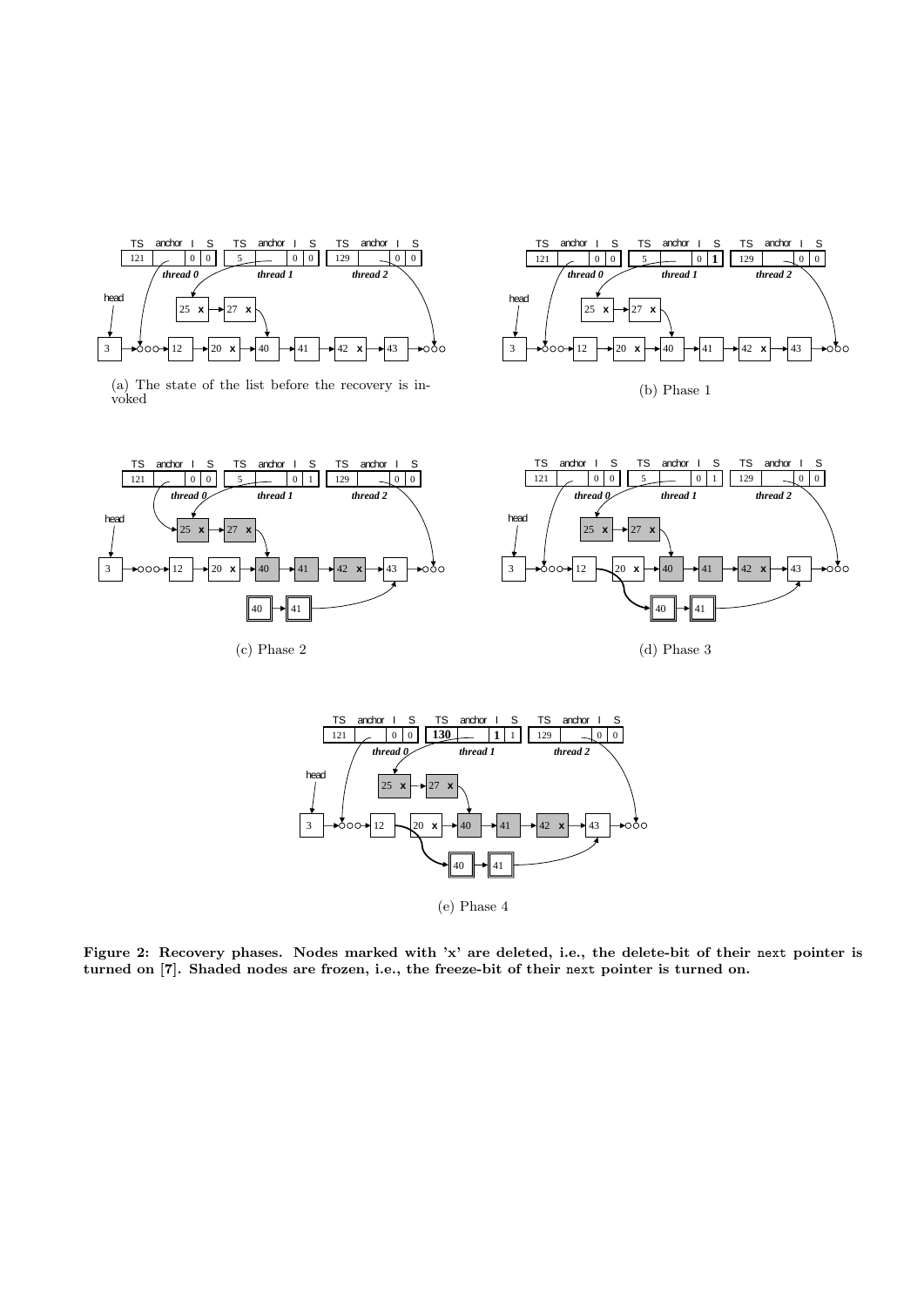(a) The state of the list before the recovery is invoked

(b) Phase 1

(c) Phase 2

(d) Phase 3

(e) Phase 4

**Figure 2: Recovery phases. Nodes marked with 'x' are deleted, i.e., the delete-bit of their `next` pointer is turned on [7]. Shaded nodes are frozen, i.e., the freeze-bit of their `next` pointer is turned on.**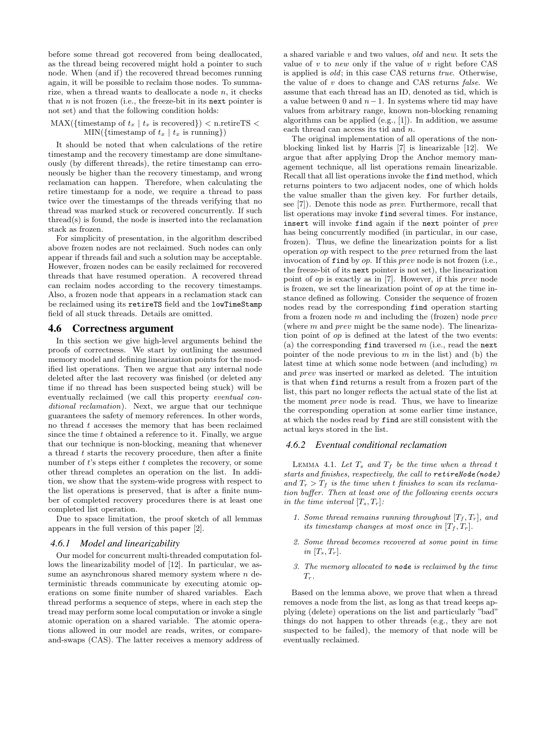before some thread got recovered from being deallocated, as the thread being recovered might hold a pointer to such node. When (and if) the recovered thread becomes running again, it will be possible to reclaim those nodes. To summarize, when a thread wants to deallocate a node $n$, it checks that $n$ is not frozen (i.e., the freeze-bit in its `next` pointer is not set) and that the following condition holds:

$$\text{MAX}(\{\text{timestamp of } t_x \mid t_x \text{ is recovered}\}) < \text{n.retireTS} < \text{MIN}(\{\text{timestamp of } t_x \mid t_x \text{ is running}\})$$

It should be noted that when calculations of the retire timestamp and the recovery timestamp are done simultaneously (by different threads), the retire timestamp can erroneously be higher than the recovery timestamp, and wrong reclamation can happen. Therefore, when calculating the retire timestamp for a node, we require a thread to pass twice over the timestamps of the threads verifying that no thread was marked stuck or recovered concurrently. If such thread(s) is found, the node is inserted into the reclamation stack as frozen.

For simplicity of presentation, in the algorithm described above frozen nodes are not reclaimed. Such nodes can only appear if threads fail and such a solution may be acceptable. However, frozen nodes can be easily reclaimed for recovered threads that have resumed operation. A recovered thread can reclaim nodes according to the recovery timestamps. Also, a frozen node that appears in a reclamation stack can be reclaimed using its `retireTS` field and the `lowTimeStamp` field of all stuck threads. Details are omitted.

## 4.6 Correctness argument

In this section we give high-level arguments behind the proofs of correctness. We start by outlining the assumed memory model and defining linearization points for the modified list operations. Then we argue that any internal node deleted after the last recovery was finished (or deleted any time if no thread has been suspected being stuck) will be eventually reclaimed (we call this property *eventual conditional reclamation*). Next, we argue that our technique guarantees the safety of memory references. In other words, no thread $t$ accesses the memory that has been reclaimed since the time $t$ obtained a reference to it. Finally, we argue that our technique is non-blocking, meaning that whenever a thread $t$ starts the recovery procedure, then after a finite number of $t$'s steps either $t$ completes the recovery, or some other thread completes an operation on the list. In addition, we show that the system-wide progress with respect to the list operations is preserved, that is after a finite number of completed recovery procedures there is at least one completed list operation.

Due to space limitation, the proof sketch of all lemmas appears in the full version of this paper [2].

### 4.6.1 Model and linearizability

Our model for concurrent multi-threaded computation follows the linearizability model of [12]. In particular, we assume an asynchronous shared memory system where $n$ deterministic threads communicate by executing atomic operations on some finite number of shared variables. Each thread performs a sequence of steps, where in each step the tread may perform some local computation or invoke a single atomic operation on a shared variable. The atomic operations allowed in our model are reads, writes, or compare-and-swaps (CAS). The latter receives a memory address of a shared variable $v$ and two values, *old* and *new*. It sets the value of $v$ to *new* only if the value of $v$ right before CAS is applied is *old*; in this case CAS returns *true*. Otherwise, the value of $v$ does to change and CAS returns *false*. We assume that each thread has an ID, denoted as tid, which is a value between 0 and $n-1$. In systems where tid may have values from arbitrary range, known non-blocking renaming algorithms can be applied (e.g., [1]). In addition, we assume each thread can access its tid and $n$.

The original implementation of all operations of the non-blocking linked list by Harris [7] is linearizable [12]. We argue that after applying Drop the Anchor memory management technique, all list operations remain linearizable. Recall that all list operations invoke the `find` method, which returns pointers to two adjacent nodes, one of which holds the value smaller than the given key. For further details, see [7]). Denote this node as *prev*. Furthermore, recall that list operations may invoke `find` several times. For instance, `insert` will invoke `find` again if the `next` pointer of *prev* has being concurrently modified (in particular, in our case, frozen). Thus, we define the linearization points for a list operation *op* with respect to the *prev* returned from the last invocation of `find` by *op*. If this *prev* node is not frozen (i.e., the freeze-bit of its `next` pointer is not set), the linearization point of *op* is exactly as in [7]. However, if this *prev* node is frozen, we set the linearization point of *op* at the time instance defined as following. Consider the sequence of frozen nodes read by the corresponding `find` operation starting from a frozen node $m$ and including the (frozen) node *prev* (where $m$ and *prev* might be the same node). The linearization point of *op* is defined at the latest of the two events: (a) the corresponding `find` traversed $m$ (i.e., read the `next` pointer of the node previous to $m$ in the list) and (b) the latest time at which some node between (and including) $m$ and *prev* was inserted or marked as deleted. The intuition is that when `find` returns a result from a frozen part of the list, this part no longer reflects the actual state of the list at the moment *prev* node is read. Thus, we have to linearize the corresponding operation at some earlier time instance, at which the nodes read by `find` are still consistent with the actual keys stored in the list.

### 4.6.2 Eventual conditional reclamation

LEMMA 4.1. *Let $T_s$ and $T_f$ be the time when a thread $t$ starts and finishes, respectively, the call to `retireNode(node)` and $T_r > T_f$ is the time when $t$ finishes to scan its reclamation buffer. Then at least one of the following events occurs in the time interval $[T_s, T_r]$:*

1. *Some thread remains running throughout $[T_f, T_r]$, and its timestamp changes at most once in $[T_f, T_r]$.*
2. *Some thread becomes recovered at some point in time in $[T_s, T_r]$.*
3. *The memory allocated to `node` is reclaimed by the time $T_r$.*

Based on the lemma above, we prove that when a thread removes a node from the list, as long as that tread keeps applying (delete) operations on the list and particularly "bad" things do not happen to other threads (e.g., they are not suspected to be failed), the memory of that node will be eventually reclaimed.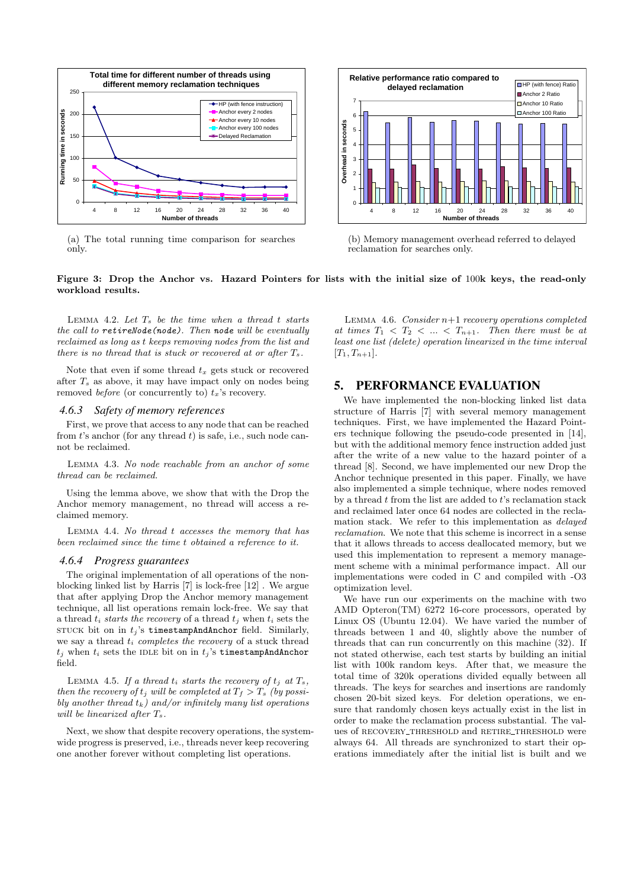(a) The total running time comparison for searches only.

(b) Memory management overhead referred to delayed reclamation for searches only.

**Figure 3: Drop the Anchor vs. Hazard Pointers for lists with the initial size of 100k keys, the read-only workload results.**

LEMMA 4.2. *Let $T_s$ be the time when a thread $t$ starts the call to `retireNode(node)`. Then `node` will be eventually reclaimed as long as $t$ keeps removing nodes from the list and there is no thread that is stuck or recovered at or after $T_s$.*

Note that even if some thread $t_x$ gets stuck or recovered after $T_s$ as above, it may have impact only on nodes being removed *before* (or concurrently to) $t_x$'s recovery.

### 4.6.3 Safety of memory references

First, we prove that access to any node that can be reached from $t$'s anchor (for any thread $t$) is safe, i.e., such node cannot be reclaimed.

LEMMA 4.3. *No node reachable from an anchor of some thread can be reclaimed.*

Using the lemma above, we show that with the Drop the Anchor memory management, no thread will access a reclaimed memory.

LEMMA 4.4. *No thread $t$ accesses the memory that has been reclaimed since the time $t$ obtained a reference to it.*

### 4.6.4 Progress guarantees

The original implementation of all operations of the non-blocking linked list by Harris [7] is lock-free [12] . We argue that after applying Drop the Anchor memory management technique, all list operations remain lock-free. We say that a thread $t_i$ *starts the recovery* of a thread $t_j$ when $t_i$ sets the STUCK bit on in $t_j$'s `timestampAndAnchor` field. Similarly, we say a thread $t_i$ *completes the recovery* of a stuck thread $t_j$ when $t_i$ sets the IDLE bit on in $t_j$'s `timestampAndAnchor` field.

LEMMA 4.5. *If a thread $t_i$ starts the recovery of $t_j$ at $T_s$, then the recovery of $t_j$ will be completed at $T_f > T_s$ (by possibly another thread $t_k$) and/or infinitely many list operations will be linearized after $T_s$.*

Next, we show that despite recovery operations, the system-wide progress is preserved, i.e., threads never keep recovering one another forever without completing list operations.

LEMMA 4.6. *Consider $n+1$ recovery operations completed at times $T_1 < T_2 < ... < T_{n+1}$. Then there must be at least one list (delete) operation linearized in the time interval $[T_1, T_{n+1}]$.*

## 5. PERFORMANCE EVALUATION

We have implemented the non-blocking linked list data structure of Harris [7] with several memory management techniques. First, we have implemented the Hazard Pointers technique following the pseudo-code presented in [14], but with the additional memory fence instruction added just after the write of a new value to the hazard pointer of a thread [8]. Second, we have implemented our new Drop the Anchor technique presented in this paper. Finally, we have also implemented a simple technique, where nodes removed by a thread $t$ from the list are added to $t$'s reclamation stack and reclaimed later once 64 nodes are collected in the reclamation stack. We refer to this implementation as *delayed reclamation*. We note that this scheme is incorrect in a sense that it allows threads to access deallocated memory, but we used this implementation to represent a memory management scheme with a minimal performance impact. All our implementations were coded in C and compiled with -O3 optimization level.

We have run our experiments on the machine with two AMD Opteron(TM) 6272 16-core processors, operated by Linux OS (Ubuntu 12.04). We have varied the number of threads between 1 and 40, slightly above the number of threads that can run concurrently on this machine (32). If not stated otherwise, each test starts by building an initial list with 100k random keys. After that, we measure the total time of 320k operations divided equally between all threads. The keys for searches and insertions are randomly chosen 20-bit sized keys. For deletion operations, we ensure that randomly chosen keys actually exist in the list in order to make the reclamation process substantial. The values of RECOVERY_THRESHOLD and RETIRE_THRESHOLD were always 64. All threads are synchronized to start their operations immediately after the initial list is built and we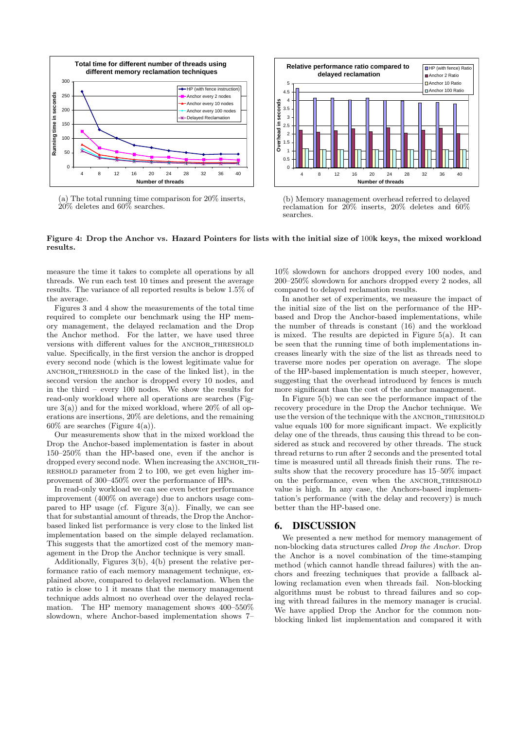(a) The total running time comparison for 20% inserts, 20% deletes and 60% searches.

(b) Memory management overhead referred to delayed reclamation for 20% inserts, 20% deletes and 60% searches.

**Figure 4: Drop the Anchor vs. Hazard Pointers for lists with the initial size of 100k keys, the mixed workload results.**

measure the time it takes to complete all operations by all threads. We run each test 10 times and present the average results. The variance of all reported results is below 1.5% of the average.

Figures 3 and 4 show the measurements of the total time required to complete our benchmark using the HP memory management, the delayed reclamation and the Drop the Anchor method. For the latter, we have used three versions with different values for the ANCHOR_THRESHOLD value. Specifically, in the first version the anchor is dropped every second node (which is the lowest legitimate value for ANCHOR_THRESHOLD in the case of the linked list), in the second version the anchor is dropped every 10 nodes, and in the third – every 100 nodes. We show the results for read-only workload where all operations are searches (Figure 3(a)) and for the mixed workload, where 20% of all operations are insertions, 20% are deletions, and the remaining 60% are searches (Figure 4(a)).

Our measurements show that in the mixed workload the Drop the Anchor-based implementation is faster in about 150–250% than the HP-based one, even if the anchor is dropped every second node. When increasing the ANCHOR_THRESHOLD parameter from 2 to 100, we get even higher improvement of 300–450% over the performance of HPs.

In read-only workload we can see even better performance improvement (400% on average) due to anchors usage compared to HP usage (cf. Figure 3(a)). Finally, we can see that for substantial amount of threads, the Drop the Anchor-based linked list performance is very close to the linked list implementation based on the simple delayed reclamation. This suggests that the amortized cost of the memory management in the Drop the Anchor technique is very small.

Additionally, Figures 3(b), 4(b) present the relative performance ratio of each memory management technique, explained above, compared to delayed reclamation. When the ratio is close to 1 it means that the memory management technique adds almost no overhead over the delayed reclamation. The HP memory management shows 400–550% slowdown, where Anchor-based implementation shows 7–10% slowdown for anchors dropped every 100 nodes, and 200–250% slowdown for anchors dropped every 2 nodes, all compared to delayed reclamation results.

In another set of experiments, we measure the impact of the initial size of the list on the performance of the HP-based and Drop the Anchor-based implementations, while the number of threads is constant (16) and the workload is mixed. The results are depicted in Figure 5(a). It can be seen that the running time of both implementations increases linearly with the size of the list as threads need to traverse more nodes per operation on average. The slope of the HP-based implementation is much steeper, however, suggesting that the overhead introduced by fences is much more significant than the cost of the anchor management.

In Figure 5(b) we can see the performance impact of the recovery procedure in the Drop the Anchor technique. We use the version of the technique with the ANCHOR_THRESHOLD value equals 100 for more significant impact. We explicitly delay one of the threads, thus causing this thread to be considered as stuck and recovered by other threads. The stuck thread returns to run after 2 seconds and the presented total time is measured until all threads finish their runs. The results show that the recovery procedure has 15–50% impact on the performance, even when the ANCHOR_THRESHOLD value is high. In any case, the Anchors-based implementation's performance (with the delay and recovery) is much better than the HP-based one.

## 6. DISCUSSION

We presented a new method for memory management of non-blocking data structures called *Drop the Anchor*. Drop the Anchor is a novel combination of the time-stamping method (which cannot handle thread failures) with the anchors and freezing techniques that provide a fallback allowing reclamation even when threads fail. Non-blocking algorithms must be robust to thread failures and so coping with thread failures in the memory manager is crucial. We have applied Drop the Anchor for the common non-blocking linked list implementation and compared it with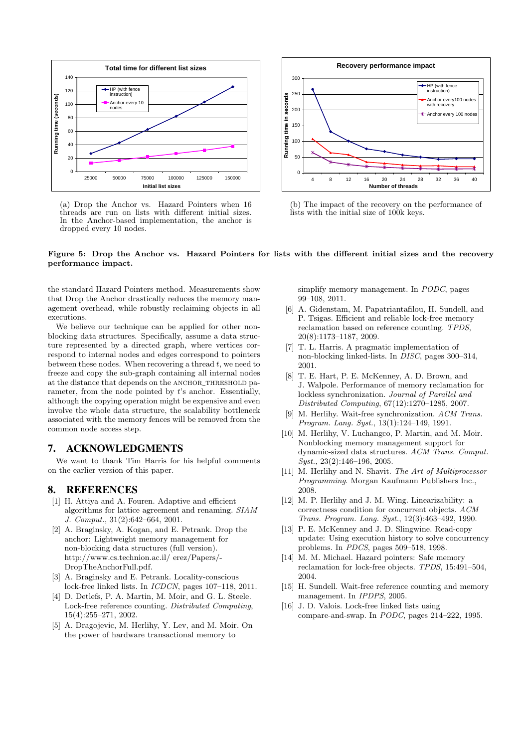Total time for different list sizes

Running time (seconds)

140
120
100
80
60
40
20
0

25000 50000 75000 100000 125000 150000

Initial list sizes

HP (with fence instruction)
Anchor every 10 nodes

(a) Drop the Anchor vs. Hazard Pointers when 16 threads are run on lists with different initial sizes. In the Anchor-based implementation, the anchor is dropped every 10 nodes.

Recovery performance impact

Running time in seconds

300
250
200
150
100
50
0

4 8 12 16 20 24 28 32 36 40

Number of threads

HP (with fence instruction)
Anchor every100 nodes with recovery
Anchor every 100 nodes

(b) The impact of the recovery on the performance of lists with the initial size of 100k keys.

**Figure 5: Drop the Anchor vs. Hazard Pointers for lists with the different initial sizes and the recovery performance impact.**

the standard Hazard Pointers method. Measurements show that Drop the Anchor drastically reduces the memory management overhead, while robustly reclaiming objects in all executions.

We believe our technique can be applied for other nonblocking data structures. Specifically, assume a data structure represented by a directed graph, where vertices correspond to internal nodes and edges correspond to pointers between these nodes. When recovering a thread $t$, we need to freeze and copy the sub-graph containing all internal nodes at the distance that depends on the ANCHOR_THRESHOLD parameter, from the node pointed by $t$'s anchor. Essentially, although the copying operation might be expensive and even involve the whole data structure, the scalability bottleneck associated with the memory fences will be removed from the common node access step.

## 7. ACKNOWLEDGMENTS

We want to thank Tim Harris for his helpful comments on the earlier version of this paper.

## 8. REFERENCES

[1] H. Attiya and A. Fouren. Adaptive and efficient algorithms for lattice agreement and renaming. *SIAM J. Comput.*, 31(2):642–664, 2001.

[2] A. Braginsky, A. Kogan, and E. Petrank. Drop the anchor: Lightweight memory management for non-blocking data structures (full version). http://www.cs.technion.ac.il/ erez/Papers/-DropTheAnchorFull.pdf.

[3] A. Braginsky and E. Petrank. Locality-conscious lock-free linked lists. In *ICDCN*, pages 107–118, 2011.

[4] D. Detlefs, P. A. Martin, M. Moir, and G. L. Steele. Lock-free reference counting. *Distributed Computing*, 15(4):255–271, 2002.

[5] A. Dragojevic, M. Herlihy, Y. Lev, and M. Moir. On the power of hardware transactional memory to simplify memory management. In *PODC*, pages 99–108, 2011.

[6] A. Gidenstam, M. Papatriantafilou, H. Sundell, and P. Tsigas. Efficient and reliable lock-free memory reclamation based on reference counting. *TPDS*, 20(8):1173–1187, 2009.

[7] T. L. Harris. A pragmatic implementation of non-blocking linked-lists. In *DISC*, pages 300–314, 2001.

[8] T. E. Hart, P. E. McKenney, A. D. Brown, and J. Walpole. Performance of memory reclamation for lockless synchronization. *Journal of Parallel and Distributed Computing*, 67(12):1270–1285, 2007.

[9] M. Herlihy. Wait-free synchronization. *ACM Trans. Program. Lang. Syst.*, 13(1):124–149, 1991.

[10] M. Herlihy, V. Luchangco, P. Martin, and M. Moir. Nonblocking memory management support for dynamic-sized data structures. *ACM Trans. Comput. Syst.*, 23(2):146–196, 2005.

[11] M. Herlihy and N. Shavit. *The Art of Multiprocessor Programming*. Morgan Kaufmann Publishers Inc., 2008.

[12] M. P. Herlihy and J. M. Wing. Linearizability: a correctness condition for concurrent objects. *ACM Trans. Program. Lang. Syst.*, 12(3):463–492, 1990.

[13] P. E. McKenney and J. D. Slingwine. Read-copy update: Using execution history to solve concurrency problems. In *PDCS*, pages 509–518, 1998.

[14] M. M. Michael. Hazard pointers: Safe memory reclamation for lock-free objects. *TPDS*, 15:491–504, 2004.

[15] H. Sundell. Wait-free reference counting and memory management. In *IPDPS*, 2005.

[16] J. D. Valois. Lock-free linked lists using compare-and-swap. In *PODC*, pages 214–222, 1995.